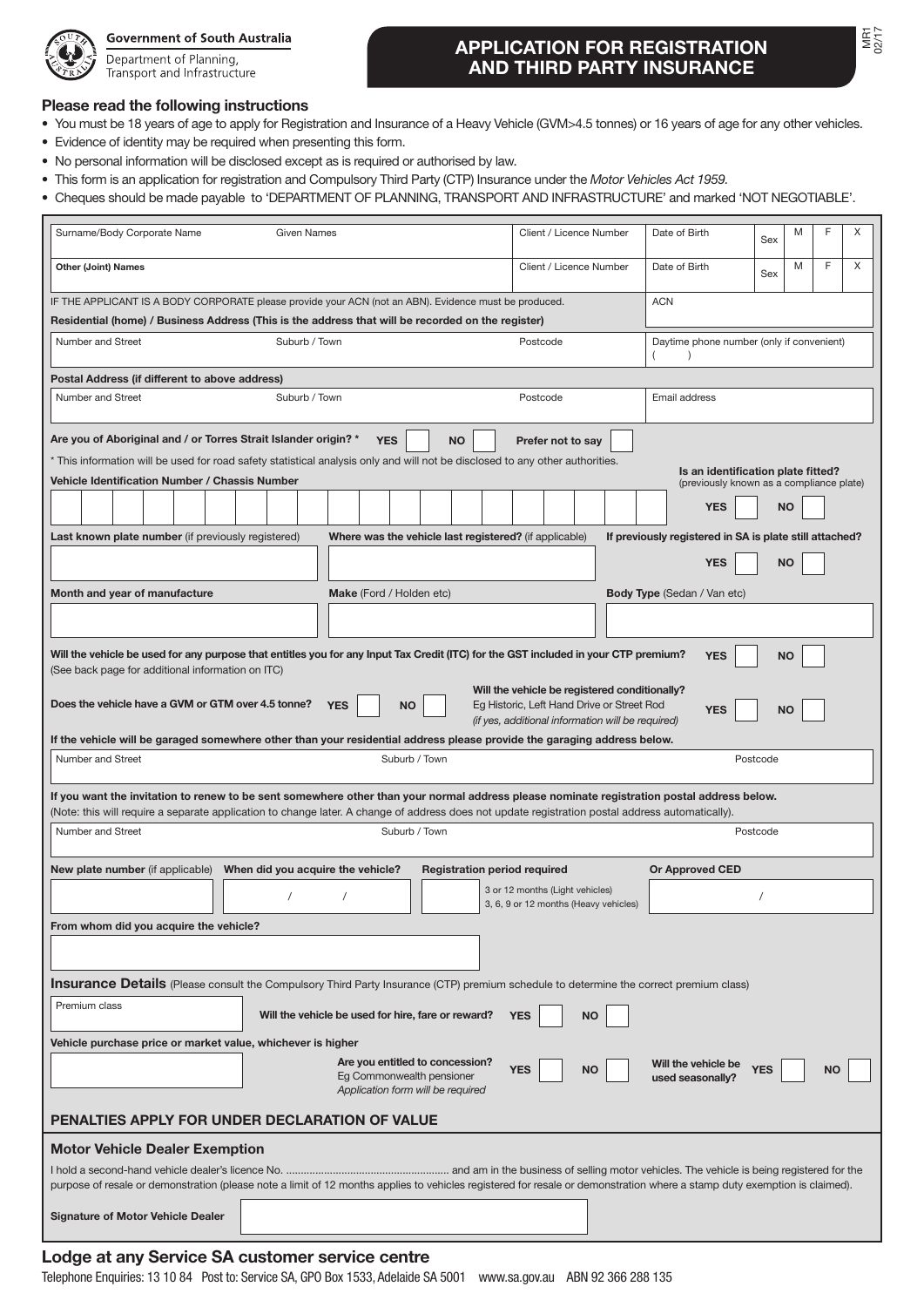Government of South Australia

Department of Planning, Transport and Infrastructure

# APPLICATION FOR REGISTRATION AND THIRD PARTY INSURANCE

MR1 02/17

## Please read the following instructions

- You must be 18 years of age to apply for Registration and Insurance of a Heavy Vehicle (GVM>4.5 tonnes) or 16 years of age for any other vehicles.
- Evidence of identity may be required when presenting this form.
- No personal information will be disclosed except as is required or authorised by law.
- This form is an application for registration and Compulsory Third Party (CTP) Insurance under the *Motor Vehicles Act 1959*.
- Cheques should be made payable to 'DEPARTMENT OF PLANNING, TRANSPORT AND INFRASTRUCTURE' and marked 'NOT NEGOTIABLE'.

| Surname/Body Corporate Name | Given Names | Client / Licence Number | Date of Birth | Sex M F X |
|---|---|---|---|---|
| **Other (Joint) Names** | | Client / Licence Number | Date of Birth | Sex M F X |

IF THE APPLICANT IS A BODY CORPORATE please provide your ACN (not an ABN). Evidence must be produced. ACN

**Residential (home) / Business Address (This is the address that will be recorded on the register)**

| Number and Street | Suburb / Town | Postcode | Daytime phone number (only if convenient) ( ) |
|---|---|---|---|

**Postal Address (if different to above address)**

| Number and Street | Suburb / Town | Postcode | Email address |
|---|---|---|---|

**Are you of Aboriginal and / or Torres Strait Islander origin? \*** YES ☐ NO ☐ Prefer not to say ☐

\* This information will be used for road safety statistical analysis only and will not be disclosed to any other authorities.

**Vehicle Identification Number / Chassis Number**

**Is an identification plate fitted?** (previously known as a compliance plate) YES ☐ NO ☐

**Last known plate number** (if previously registered)

**Where was the vehicle last registered?** (if applicable)

**If previously registered in SA is plate still attached?** YES ☐ NO ☐

**Month and year of manufacture**

**Make** (Ford / Holden etc)

**Body Type** (Sedan / Van etc)

**Will the vehicle be used for any purpose that entitles you for any Input Tax Credit (ITC) for the GST included in your CTP premium?** YES ☐ NO ☐
(See back page for additional information on ITC)

**Does the vehicle have a GVM or GTM over 4.5 tonne?** YES ☐ NO ☐

**Will the vehicle be registered conditionally?** Eg Historic, Left Hand Drive or Street Rod *(if yes, additional information will be required)* YES ☐ NO ☐

**If the vehicle will be garaged somewhere other than your residential address please provide the garaging address below.**

| Number and Street | Suburb / Town | Postcode |
|---|---|---|

**If you want the invitation to renew to be sent somewhere other than your normal address please nominate registration postal address below.**
(Note: this will require a separate application to change later. A change of address does not update registration postal address automatically).

| Number and Street | Suburb / Town | Postcode |
|---|---|---|

**New plate number** (if applicable)

**When did you acquire the vehicle?** / /

**Registration period required** — 3 or 12 months (Light vehicles); 3, 6, 9 or 12 months (Heavy vehicles)

**Or Approved CED** /

**From whom did you acquire the vehicle?**

## Insurance Details (Please consult the Compulsory Third Party Insurance (CTP) premium schedule to determine the correct premium class)

Premium class

**Will the vehicle be used for hire, fare or reward?** YES ☐ NO ☐

**Vehicle purchase price or market value, whichever is higher**

**Are you entitled to concession?** Eg Commonwealth pensioner *Application form will be required* YES ☐ NO ☐

**Will the vehicle be used seasonally?** YES ☐ NO ☐

## PENALTIES APPLY FOR UNDER DECLARATION OF VALUE

### Motor Vehicle Dealer Exemption

I hold a second-hand vehicle dealer's licence No. ........................................................ and am in the business of selling motor vehicles. The vehicle is being registered for the purpose of resale or demonstration (please note a limit of 12 months applies to vehicles registered for resale or demonstration where a stamp duty exemption is claimed).

**Signature of Motor Vehicle Dealer**

## Lodge at any Service SA customer service centre

Telephone Enquiries: 13 10 84 Post to: Service SA, GPO Box 1533, Adelaide SA 5001 www.sa.gov.au ABN 92 366 288 135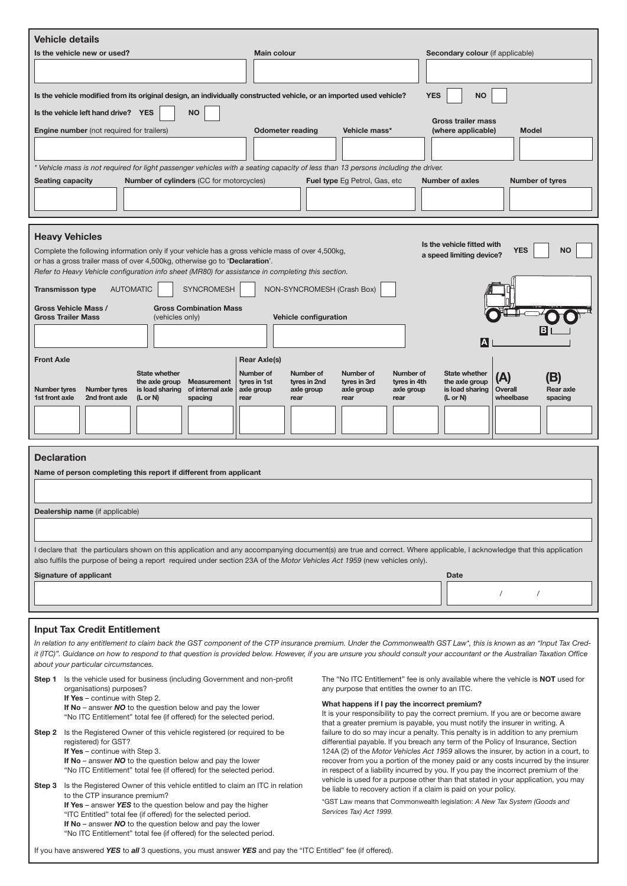## Vehicle details

| Is the vehicle new or used? | Main colour | Secondary colour (if applicable) |
| --- | --- | --- |
| | | |

Is the vehicle modified from its original design, an individually constructed vehicle, or an imported used vehicle? YES ☐ NO ☐

Is the vehicle left hand drive? YES ☐ NO ☐

| Engine number (not required for trailers) | Odometer reading | Vehicle mass* | Gross trailer mass (where applicable) | Model |
| --- | --- | --- | --- | --- |
| | | | | |

*\* Vehicle mass is not required for light passenger vehicles with a seating capacity of less than 13 persons including the driver.*

| Seating capacity | Number of cylinders (CC for motorcycles) | Fuel type Eg Petrol, Gas, etc | Number of axles | Number of tyres |
| --- | --- | --- | --- | --- |
| | | | | |

## Heavy Vehicles

Complete the following information only if your vehicle has a gross vehicle mass of over 4,500kg, or has a gross trailer mass of over 4,500kg, otherwise go to '**Declaration**'.

*Refer to Heavy Vehicle configuration info sheet (MR80) for assistance in completing this section.*

Is the vehicle fitted with a speed limiting device? YES ☐ NO ☐

**Transmisson type** AUTOMATIC ☐ SYNCROMESH ☐ NON-SYNCROMESH (Crash Box) ☐

| Gross Vehicle Mass / Gross Trailer Mass | Gross Combination Mass (vehicles only) | Vehicle configuration |
| --- | --- | --- |
| | | |

A B

| Front Axle | | | | Rear Axle(s) | | | | | | |
| --- | --- | --- | --- | --- | --- | --- | --- | --- | --- | --- |
| Number tyres 1st front axle | Number tyres 2nd front axle | State whether the axle group is load sharing (L or N) | Measurement of internal axle spacing | Number of tyres in 1st axle group rear | Number of tyres in 2nd axle group rear | Number of tyres in 3rd axle group rear | Number of tyres in 4th axle group rear | State whether the axle group is load sharing (L or N) | (A) Overall wheelbase | (B) Rear axle spacing |
| | | | | | | | | | | |

## Declaration

**Name of person completing this report if different from applicant**

**Dealership name** (if applicable)

I declare that the particulars shown on this application and any accompanying document(s) are true and correct. Where applicable, I acknowledge that this application also fulfils the purpose of being a report required under section 23A of the *Motor Vehicles Act 1959* (new vehicles only).

| Signature of applicant | Date |
| --- | --- |
| | / / |

## Input Tax Credit Entitlement

*In relation to any entitlement to claim back the GST component of the CTP insurance premium. Under the Commonwealth GST Law\*, this is known as an "Input Tax Credit (ITC)". Guidance on how to respond to that question is provided below. However, if you are unsure you should consult your accountant or the Australian Taxation Office about your particular circumstances.*

**Step 1** Is the vehicle used for business (including Government and non-profit organisations) purposes?
**If Yes** – continue with Step 2.
**If No** – answer ***NO*** to the question below and pay the lower "No ITC Entitlement" total fee (if offered) for the selected period.

**Step 2** Is the Registered Owner of this vehicle registered (or required to be registered) for GST?
**If Yes** – continue with Step 3.
**If No** – answer ***NO*** to the question below and pay the lower "No ITC Entitlement" total fee (if offered) for the selected period.

**Step 3** Is the Registered Owner of this vehicle entitled to claim an ITC in relation to the CTP insurance premium?
**If Yes** – answer ***YES*** to the question below and pay the higher "ITC Entitled" total fee (if offered) for the selected period.
**If No** – answer ***NO*** to the question below and pay the lower "No ITC Entitlement" total fee (if offered) for the selected period.

The "No ITC Entitlement" fee is only available where the vehicle is **NOT** used for any purpose that entitles the owner to an ITC.

**What happens if I pay the incorrect premium?**

It is your responsibility to pay the correct premium. If you are or become aware that a greater premium is payable, you must notify the insurer in writing. A failure to do so may incur a penalty. This penalty is in addition to any premium differential payable. If you breach any term of the Policy of Insurance, Section 124A (2) of the *Motor Vehicles Act 1959* allows the insurer, by action in a court, to recover from you a portion of the money paid or any costs incurred by the insurer in respect of a liability incurred by you. If you pay the incorrect premium of the vehicle is used for a purpose other than that stated in your application, you may be liable to recovery action if a claim is paid on your policy.

\*GST Law means that Commonwealth legislation: *A New Tax System (Goods and Services Tax) Act 1999.*

If you have answered ***YES*** to ***all*** 3 questions, you must answer ***YES*** and pay the "ITC Entitled" fee (if offered).